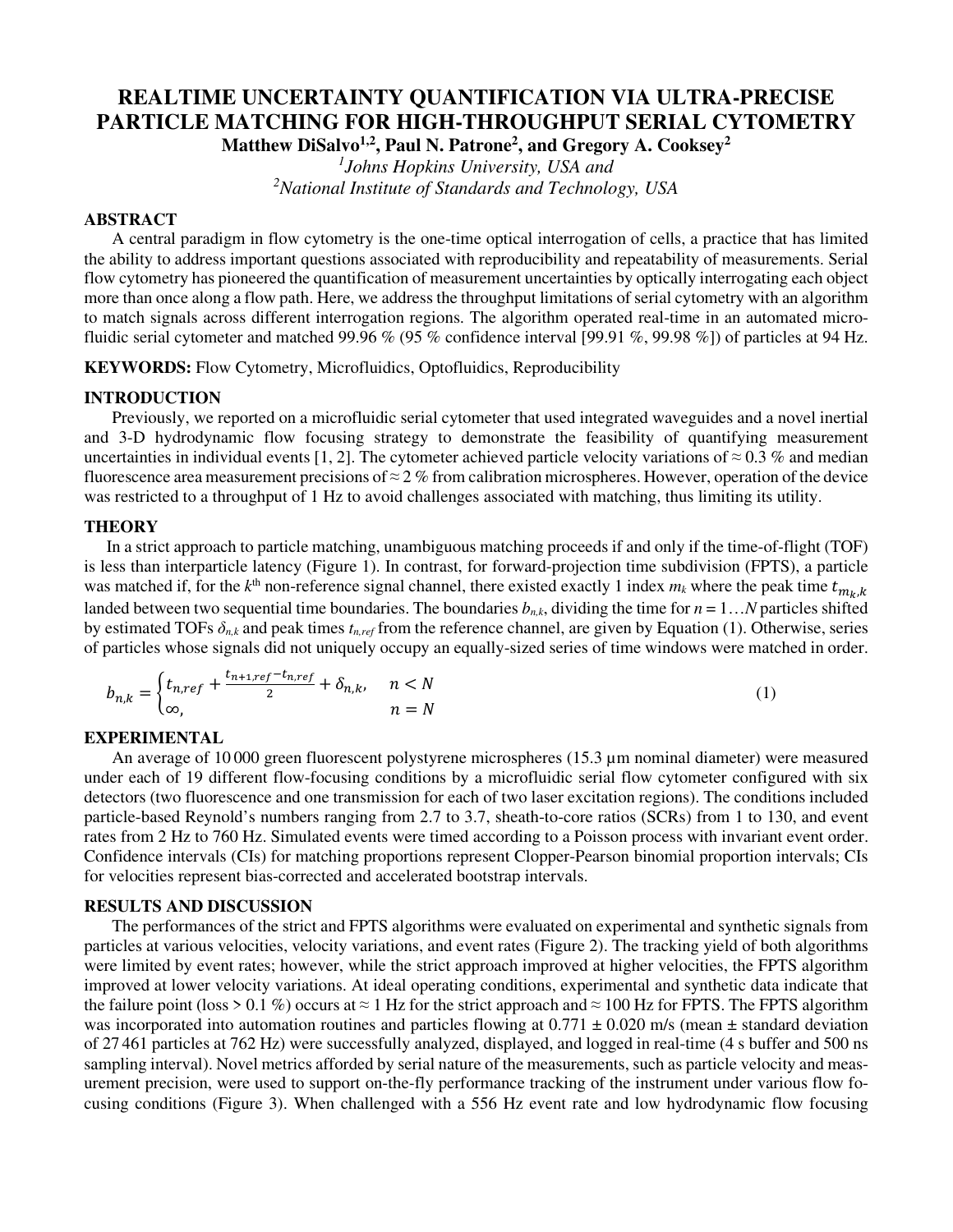# REALTIME UNCERTAINTY QUANTIFICATION VIA ULTRA-PRECISE PARTICLE MATCHING FOR HIGH-THROUGHPUT SERIAL CYTOMETRY

**Matthew DiSalvo[1,2], Paul N. Patrone[2], and Gregory A. Cooksey[2]**

[1]*Johns Hopkins University, USA and*

[2]*National Institute of Standards and Technology, USA*

## ABSTRACT

A central paradigm in flow cytometry is the one-time optical interrogation of cells, a practice that has limited the ability to address important questions associated with reproducibility and repeatability of measurements. Serial flow cytometry has pioneered the quantification of measurement uncertainties by optically interrogating each object more than once along a flow path. Here, we address the throughput limitations of serial cytometry with an algorithm to match signals across different interrogation regions. The algorithm operated real-time in an automated micro-fluidic serial cytometer and matched 99.96 % (95 % confidence interval [99.91 %, 99.98 %]) of particles at 94 Hz.

**KEYWORDS:** Flow Cytometry, Microfluidics, Optofluidics, Reproducibility

## INTRODUCTION

Previously, we reported on a microfluidic serial cytometer that used integrated waveguides and a novel inertial and 3-D hydrodynamic flow focusing strategy to demonstrate the feasibility of quantifying measurement uncertainties in individual events [1, 2]. The cytometer achieved particle velocity variations of ≈ 0.3 % and median fluorescence area measurement precisions of ≈ 2 % from calibration microspheres. However, operation of the device was restricted to a throughput of 1 Hz to avoid challenges associated with matching, thus limiting its utility.

## THEORY

In a strict approach to particle matching, unambiguous matching proceeds if and only if the time-of-flight (TOF) is less than interparticle latency (Figure 1). In contrast, for forward-projection time subdivision (FPTS), a particle was matched if, for the $k^{\text{th}}$ non-reference signal channel, there existed exactly 1 index $m_k$ where the peak time $t_{m_k,k}$ landed between two sequential time boundaries. The boundaries $b_{n,k}$, dividing the time for $n = 1 \ldots N$ particles shifted by estimated TOFs $\delta_{n,k}$ and peak times $t_{n,ref}$ from the reference channel, are given by Equation (1). Otherwise, series of particles whose signals did not uniquely occupy an equally-sized series of time windows were matched in order.

$$b_{n,k} = \begin{cases} t_{n,ref} + \frac{t_{n+1,ref} - t_{n,ref}}{2} + \delta_{n,k}, & n < N \\ \infty, & n = N \end{cases} \tag{1}$$

## EXPERIMENTAL

An average of 10 000 green fluorescent polystyrene microspheres (15.3 µm nominal diameter) were measured under each of 19 different flow-focusing conditions by a microfluidic serial flow cytometer configured with six detectors (two fluorescence and one transmission for each of two laser excitation regions). The conditions included particle-based Reynold's numbers ranging from 2.7 to 3.7, sheath-to-core ratios (SCRs) from 1 to 130, and event rates from 2 Hz to 760 Hz. Simulated events were timed according to a Poisson process with invariant event order. Confidence intervals (CIs) for matching proportions represent Clopper-Pearson binomial proportion intervals; CIs for velocities represent bias-corrected and accelerated bootstrap intervals.

## RESULTS AND DISCUSSION

The performances of the strict and FPTS algorithms were evaluated on experimental and synthetic signals from particles at various velocities, velocity variations, and event rates (Figure 2). The tracking yield of both algorithms were limited by event rates; however, while the strict approach improved at higher velocities, the FPTS algorithm improved at lower velocity variations. At ideal operating conditions, experimental and synthetic data indicate that the failure point (loss > 0.1 %) occurs at ≈ 1 Hz for the strict approach and ≈ 100 Hz for FPTS. The FPTS algorithm was incorporated into automation routines and particles flowing at 0.771 ± 0.020 m/s (mean ± standard deviation of 27 461 particles at 762 Hz) were successfully analyzed, displayed, and logged in real-time (4 s buffer and 500 ns sampling interval). Novel metrics afforded by serial nature of the measurements, such as particle velocity and measurement precision, were used to support on-the-fly performance tracking of the instrument under various flow focusing conditions (Figure 3). When challenged with a 556 Hz event rate and low hydrodynamic flow focusing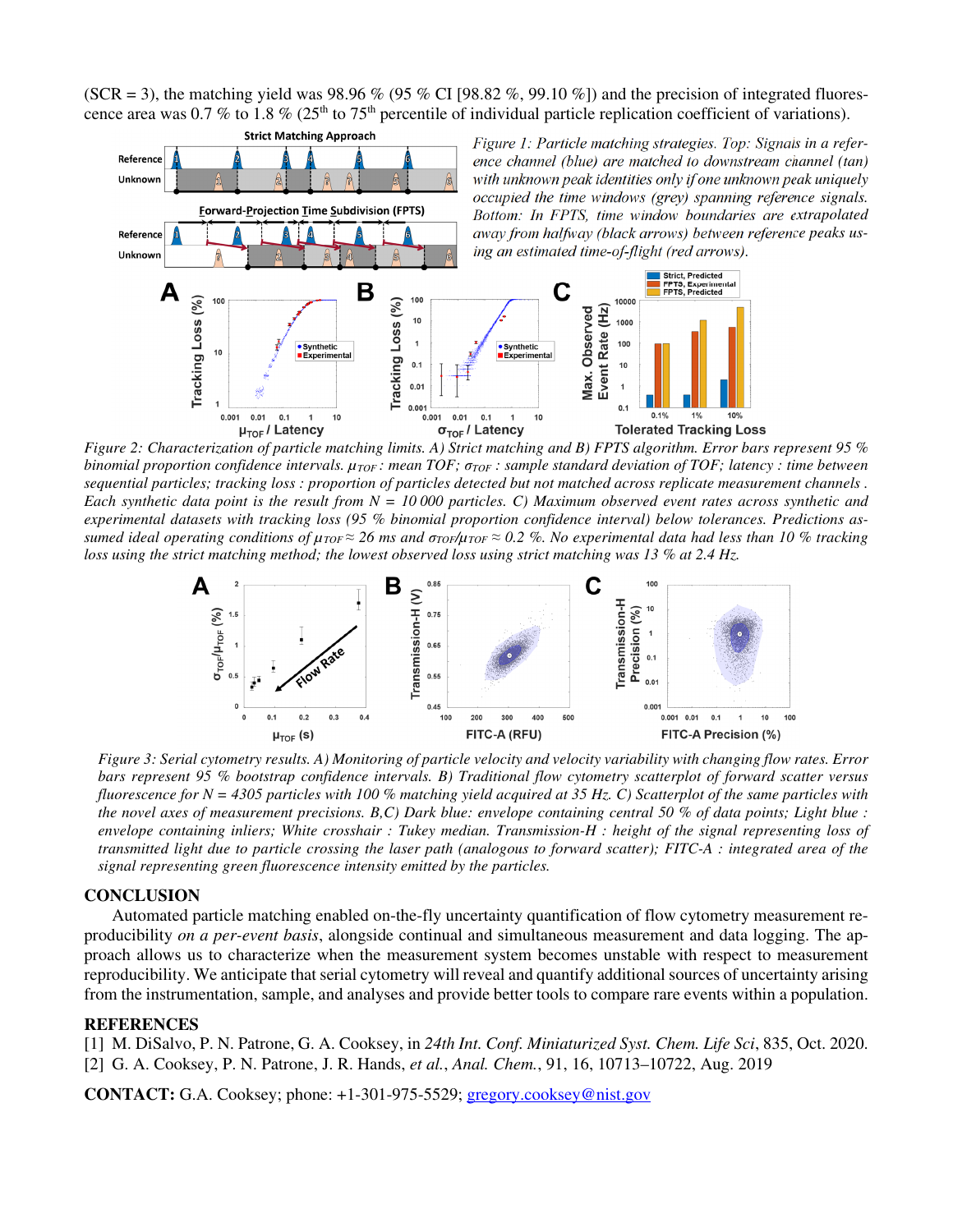(SCR = 3), the matching yield was 98.96 % (95 % CI [98.82 %, 99.10 %]) and the precision of integrated fluorescence area was 0.7 % to 1.8 % (25th to 75th percentile of individual particle replication coefficient of variations).

Strict Matching Approach

Reference

Unknown

Forward-Projection Time Subdivision (FPTS)

Reference

Unknown

*Figure 1: Particle matching strategies. Top: Signals in a reference channel (blue) are matched to downstream channel (tan) with unknown peak identities only if one unknown peak uniquely occupied the time windows (grey) spanning reference signals. Bottom: In FPTS, time window boundaries are extrapolated away from halfway (black arrows) between reference peaks using an estimated time-of-flight (red arrows).*

A

Tracking Loss (%)

Synthetic

Experimental

$\mu_{TOF}$ / Latency

B

Tracking Loss (%)

Synthetic

Experimental

$\sigma_{TOF}$ / Latency

C

Strict, Predicted

FPTS, Experimental

FPTS, Predicted

Max. Observed Event Rate (Hz)

0.1%

1%

10%

Tolerated Tracking Loss

*Figure 2: Characterization of particle matching limits. A) Strict matching and B) FPTS algorithm. Error bars represent 95 % binomial proportion confidence intervals. $\mu_{TOF}$ : mean TOF; $\sigma_{TOF}$ : sample standard deviation of TOF; latency : time between sequential particles; tracking loss : proportion of particles detected but not matched across replicate measurement channels . Each synthetic data point is the result from N = 10 000 particles. C) Maximum observed event rates across synthetic and experimental datasets with tracking loss (95 % binomial proportion confidence interval) below tolerances. Predictions assumed ideal operating conditions of $\mu_{TOF} \approx 26$ ms and $\sigma_{TOF}/\mu_{TOF} \approx 0.2$ %. No experimental data had less than 10 % tracking loss using the strict matching method; the lowest observed loss using strict matching was 13 % at 2.4 Hz.*

A

$\sigma_{TOF}/\mu_{TOF}$ (%)

Flow Rate

$\mu_{TOF}$ (s)

B

Transmission-H (V)

FITC-A (RFU)

C

Transmission-H Precision (%)

FITC-A Precision (%)

*Figure 3: Serial cytometry results. A) Monitoring of particle velocity and velocity variability with changing flow rates. Error bars represent 95 % bootstrap confidence intervals. B) Traditional flow cytometry scatterplot of forward scatter versus fluorescence for N = 4305 particles with 100 % matching yield acquired at 35 Hz. C) Scatterplot of the same particles with the novel axes of measurement precisions. B,C) Dark blue: envelope containing central 50 % of data points; Light blue : envelope containing inliers; White crosshair : Tukey median. Transmission-H : height of the signal representing loss of transmitted light due to particle crossing the laser path (analogous to forward scatter); FITC-A : integrated area of the signal representing green fluorescence intensity emitted by the particles.*

## CONCLUSION

Automated particle matching enabled on-the-fly uncertainty quantification of flow cytometry measurement reproducibility *on a per-event basis*, alongside continual and simultaneous measurement and data logging. The approach allows us to characterize when the measurement system becomes unstable with respect to measurement reproducibility. We anticipate that serial cytometry will reveal and quantify additional sources of uncertainty arising from the instrumentation, sample, and analyses and provide better tools to compare rare events within a population.

## REFERENCES

[1] M. DiSalvo, P. N. Patrone, G. A. Cooksey, in *24th Int. Conf. Miniaturized Syst. Chem. Life Sci*, 835, Oct. 2020.

[2] G. A. Cooksey, P. N. Patrone, J. R. Hands, *et al.*, *Anal. Chem.*, 91, 16, 10713–10722, Aug. 2019

**CONTACT:** G.A. Cooksey; phone: +1-301-975-5529; gregory.cooksey@nist.gov